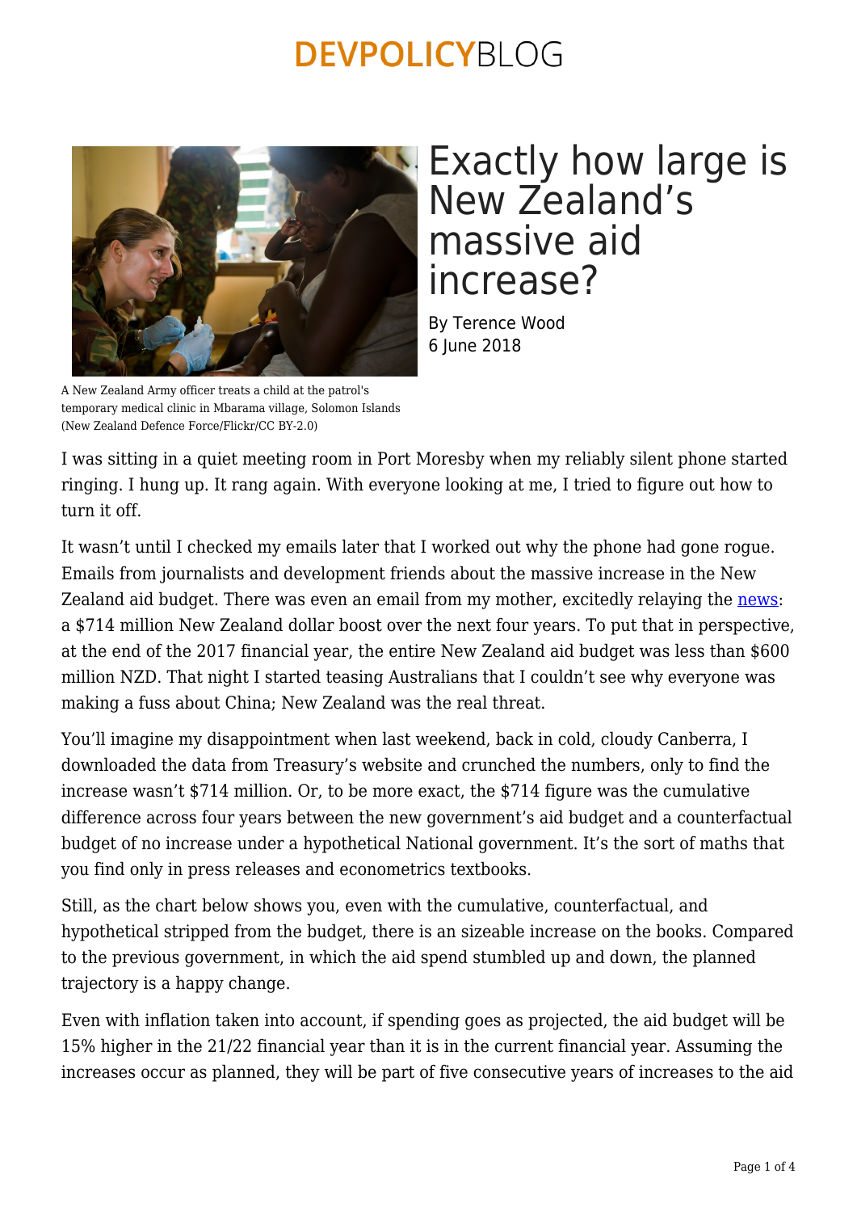# Exactly how large is New Zealand's massive aid increase?

By Terence Wood
6 June 2018

A New Zealand Army officer treats a child at the patrol's temporary medical clinic in Mbarama village, Solomon Islands (New Zealand Defence Force/Flickr/CC BY-2.0)

I was sitting in a quiet meeting room in Port Moresby when my reliably silent phone started ringing. I hung up. It rang again. With everyone looking at me, I tried to figure out how to turn it off.

It wasn't until I checked my emails later that I worked out why the phone had gone rogue. Emails from journalists and development friends about the massive increase in the New Zealand aid budget. There was even an email from my mother, excitedly relaying the news: a $714 million New Zealand dollar boost over the next four years. To put that in perspective, at the end of the 2017 financial year, the entire New Zealand aid budget was less than $600 million NZD. That night I started teasing Australians that I couldn't see why everyone was making a fuss about China; New Zealand was the real threat.

You'll imagine my disappointment when last weekend, back in cold, cloudy Canberra, I downloaded the data from Treasury's website and crunched the numbers, only to find the increase wasn't $714 million. Or, to be more exact, the $714 figure was the cumulative difference across four years between the new government's aid budget and a counterfactual budget of no increase under a hypothetical National government. It's the sort of maths that you find only in press releases and econometrics textbooks.

Still, as the chart below shows you, even with the cumulative, counterfactual, and hypothetical stripped from the budget, there is an sizeable increase on the books. Compared to the previous government, in which the aid spend stumbled up and down, the planned trajectory is a happy change.

Even with inflation taken into account, if spending goes as projected, the aid budget will be 15% higher in the 21/22 financial year than it is in the current financial year. Assuming the increases occur as planned, they will be part of five consecutive years of increases to the aid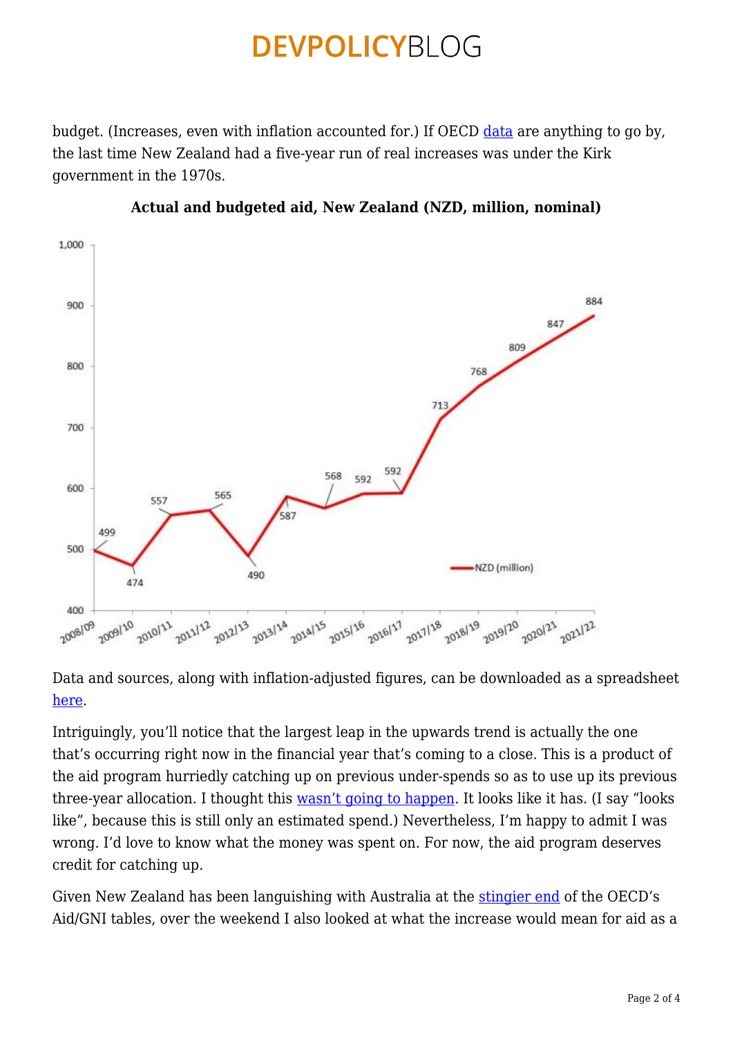budget. (Increases, even with inflation accounted for.) If OECD data are anything to go by, the last time New Zealand had a five-year run of real increases was under the Kirk government in the 1970s.

**Actual and budgeted aid, New Zealand (NZD, million, nominal)**

Data and sources, along with inflation-adjusted figures, can be downloaded as a spreadsheet here.

Intriguingly, you'll notice that the largest leap in the upwards trend is actually the one that's occurring right now in the financial year that's coming to a close. This is a product of the aid program hurriedly catching up on previous under-spends so as to use up its previous three-year allocation. I thought this wasn't going to happen. It looks like it has. (I say "looks like", because this is still only an estimated spend.) Nevertheless, I'm happy to admit I was wrong. I'd love to know what the money was spent on. For now, the aid program deserves credit for catching up.

Given New Zealand has been languishing with Australia at the stingier end of the OECD's Aid/GNI tables, over the weekend I also looked at what the increase would mean for aid as a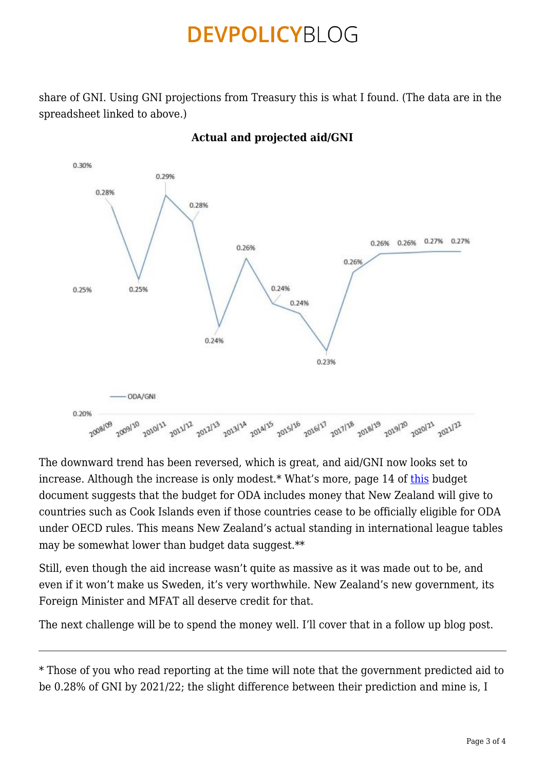share of GNI. Using GNI projections from Treasury this is what I found. (The data are in the spreadsheet linked to above.)

**Actual and projected aid/GNI**

| Year | ODA/GNI |
|---|---|
| 2008/09 | 0.28% |
| 2009/10 | 0.25% |
| 2010/11 | 0.29% |
| 2011/12 | 0.28% |
| 2012/13 | 0.24% |
| 2013/14 | 0.26% |
| 2014/15 | 0.24% |
| 2015/16 | 0.24% |
| 2016/17 | 0.23% |
| 2017/18 | 0.26% |
| 2018/19 | 0.26% |
| 2019/20 | 0.26% |
| 2020/21 | 0.27% |
| 2021/22 | 0.27% |

The downward trend has been reversed, which is great, and aid/GNI now looks set to increase. Although the increase is only modest.* What's more, page 14 of this budget document suggests that the budget for ODA includes money that New Zealand will give to countries such as Cook Islands even if those countries cease to be officially eligible for ODA under OECD rules. This means New Zealand's actual standing in international league tables may be somewhat lower than budget data suggest.**

Still, even though the aid increase wasn't quite as massive as it was made out to be, and even if it won't make us Sweden, it's very worthwhile. New Zealand's new government, its Foreign Minister and MFAT all deserve credit for that.

The next challenge will be to spend the money well. I'll cover that in a follow up blog post.

---

* Those of you who read reporting at the time will note that the government predicted aid to be 0.28% of GNI by 2021/22; the slight difference between their prediction and mine is, I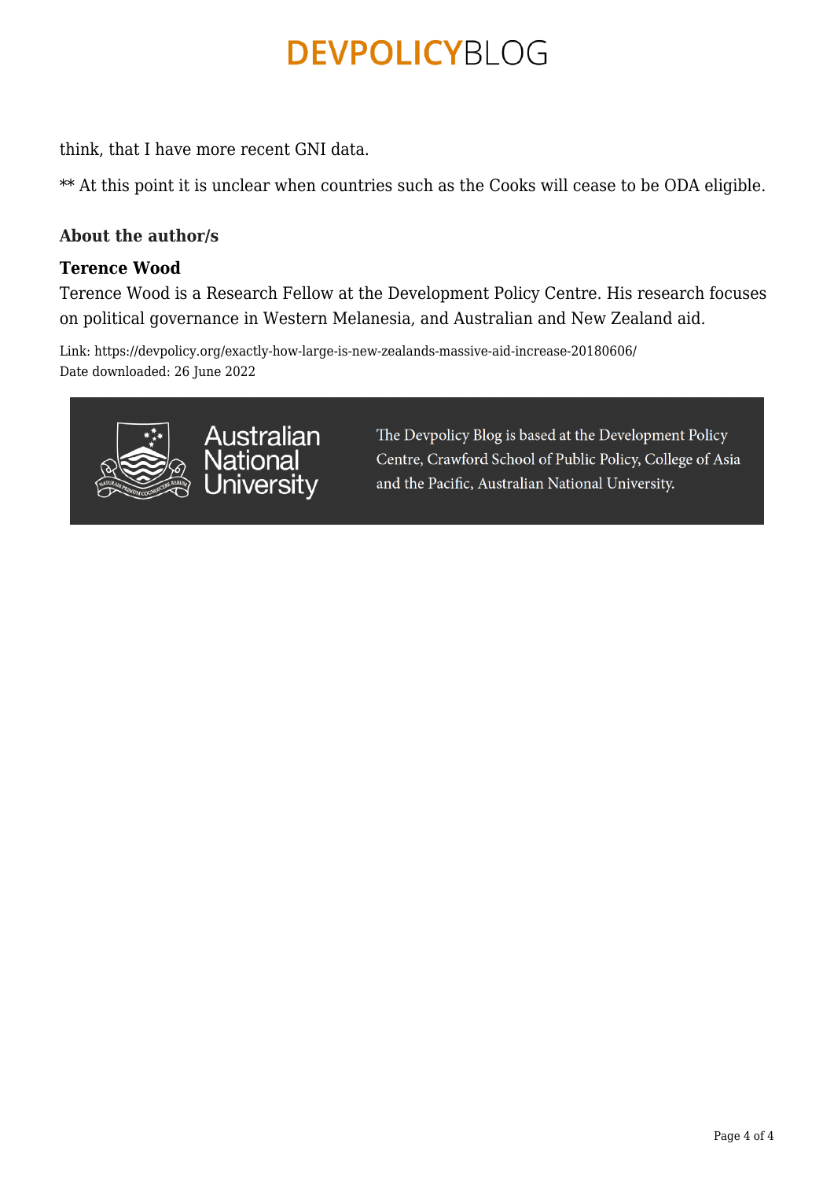think, that I have more recent GNI data.

** At this point it is unclear when countries such as the Cooks will cease to be ODA eligible.

### About the author/s

**Terence Wood**

Terence Wood is a Research Fellow at the Development Policy Centre. His research focuses on political governance in Western Melanesia, and Australian and New Zealand aid.

Link: https://devpolicy.org/exactly-how-large-is-new-zealands-massive-aid-increase-20180606/
Date downloaded: 26 June 2022

Australian National University

The Devpolicy Blog is based at the Development Policy Centre, Crawford School of Public Policy, College of Asia and the Pacific, Australian National University.